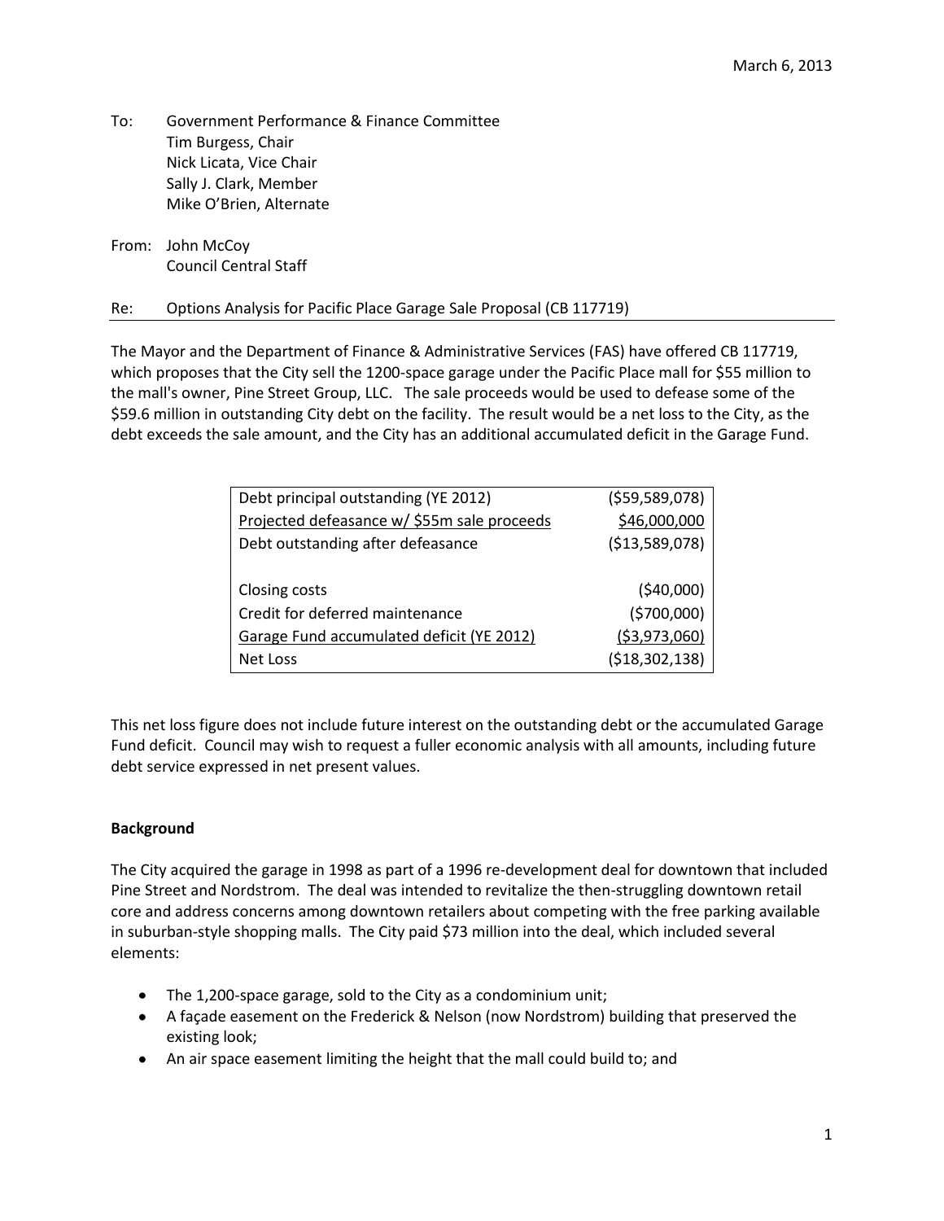March 6, 2013

To: Government Performance & Finance Committee
Tim Burgess, Chair
Nick Licata, Vice Chair
Sally J. Clark, Member
Mike O'Brien, Alternate

From: John McCoy
Council Central Staff

Re: Options Analysis for Pacific Place Garage Sale Proposal (CB 117719)

---

The Mayor and the Department of Finance & Administrative Services (FAS) have offered CB 117719, which proposes that the City sell the 1200-space garage under the Pacific Place mall for $55 million to the mall's owner, Pine Street Group, LLC. The sale proceeds would be used to defease some of the $59.6 million in outstanding City debt on the facility. The result would be a net loss to the City, as the debt exceeds the sale amount, and the City has an additional accumulated deficit in the Garage Fund.

| | |
|---|---:|
| Debt principal outstanding (YE 2012) | ($59,589,078) |
| Projected defeasance w/ $55m sale proceeds | $46,000,000 |
| Debt outstanding after defeasance | ($13,589,078) |
| | |
| Closing costs | ($40,000) |
| Credit for deferred maintenance | ($700,000) |
| Garage Fund accumulated deficit (YE 2012) | ($3,973,060) |
| Net Loss | ($18,302,138) |

This net loss figure does not include future interest on the outstanding debt or the accumulated Garage Fund deficit. Council may wish to request a fuller economic analysis with all amounts, including future debt service expressed in net present values.

**Background**

The City acquired the garage in 1998 as part of a 1996 re-development deal for downtown that included Pine Street and Nordstrom. The deal was intended to revitalize the then-struggling downtown retail core and address concerns among downtown retailers about competing with the free parking available in suburban-style shopping malls. The City paid $73 million into the deal, which included several elements:

- The 1,200-space garage, sold to the City as a condominium unit;
- A façade easement on the Frederick & Nelson (now Nordstrom) building that preserved the existing look;
- An air space easement limiting the height that the mall could build to; and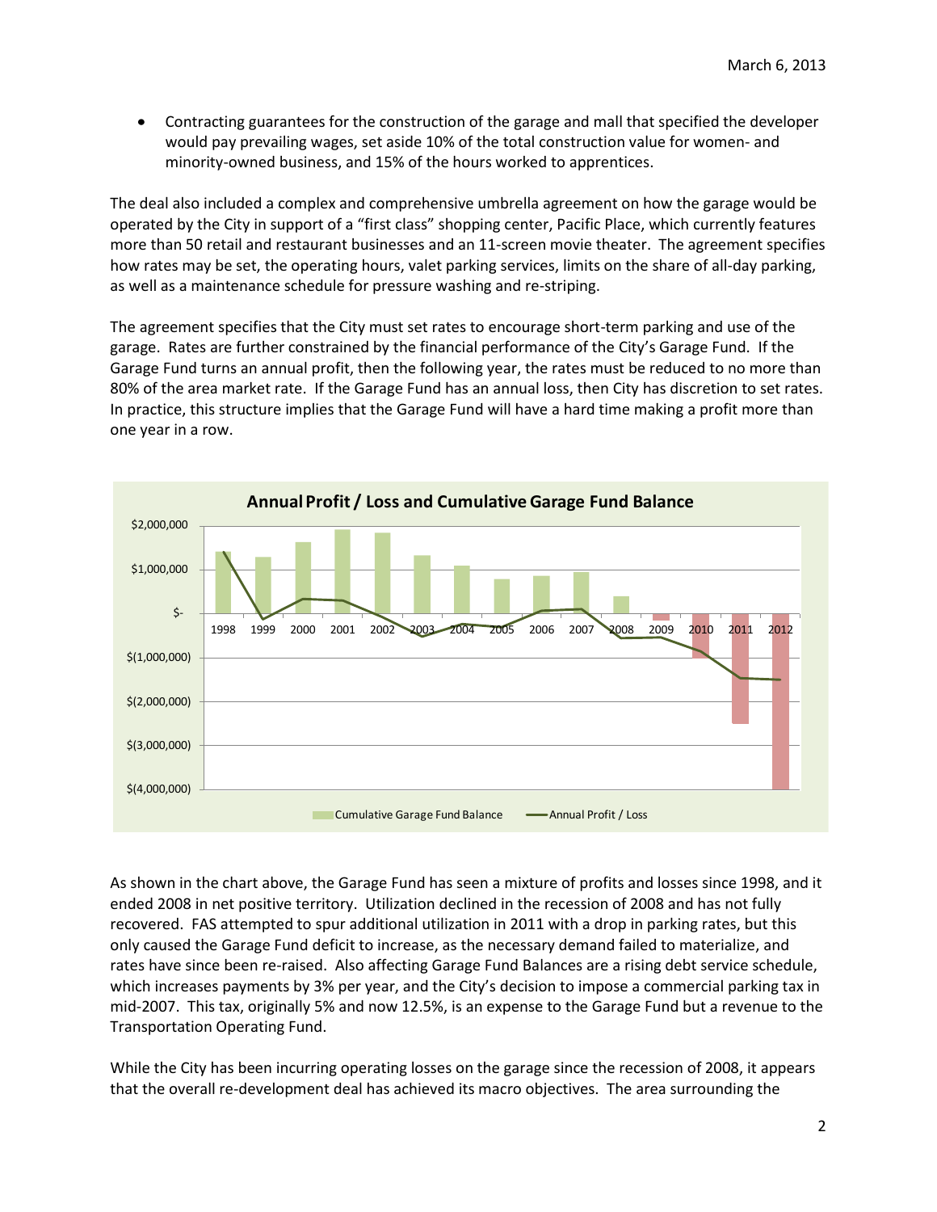- Contracting guarantees for the construction of the garage and mall that specified the developer would pay prevailing wages, set aside 10% of the total construction value for women- and minority-owned business, and 15% of the hours worked to apprentices.

The deal also included a complex and comprehensive umbrella agreement on how the garage would be operated by the City in support of a "first class" shopping center, Pacific Place, which currently features more than 50 retail and restaurant businesses and an 11-screen movie theater. The agreement specifies how rates may be set, the operating hours, valet parking services, limits on the share of all-day parking, as well as a maintenance schedule for pressure washing and re-striping.

The agreement specifies that the City must set rates to encourage short-term parking and use of the garage. Rates are further constrained by the financial performance of the City's Garage Fund. If the Garage Fund turns an annual profit, then the following year, the rates must be reduced to no more than 80% of the area market rate. If the Garage Fund has an annual loss, then City has discretion to set rates. In practice, this structure implies that the Garage Fund will have a hard time making a profit more than one year in a row.

**Annual Profit / Loss and Cumulative Garage Fund Balance**

As shown in the chart above, the Garage Fund has seen a mixture of profits and losses since 1998, and it ended 2008 in net positive territory. Utilization declined in the recession of 2008 and has not fully recovered. FAS attempted to spur additional utilization in 2011 with a drop in parking rates, but this only caused the Garage Fund deficit to increase, as the necessary demand failed to materialize, and rates have since been re-raised. Also affecting Garage Fund Balances are a rising debt service schedule, which increases payments by 3% per year, and the City's decision to impose a commercial parking tax in mid-2007. This tax, originally 5% and now 12.5%, is an expense to the Garage Fund but a revenue to the Transportation Operating Fund.

While the City has been incurring operating losses on the garage since the recession of 2008, it appears that the overall re-development deal has achieved its macro objectives. The area surrounding the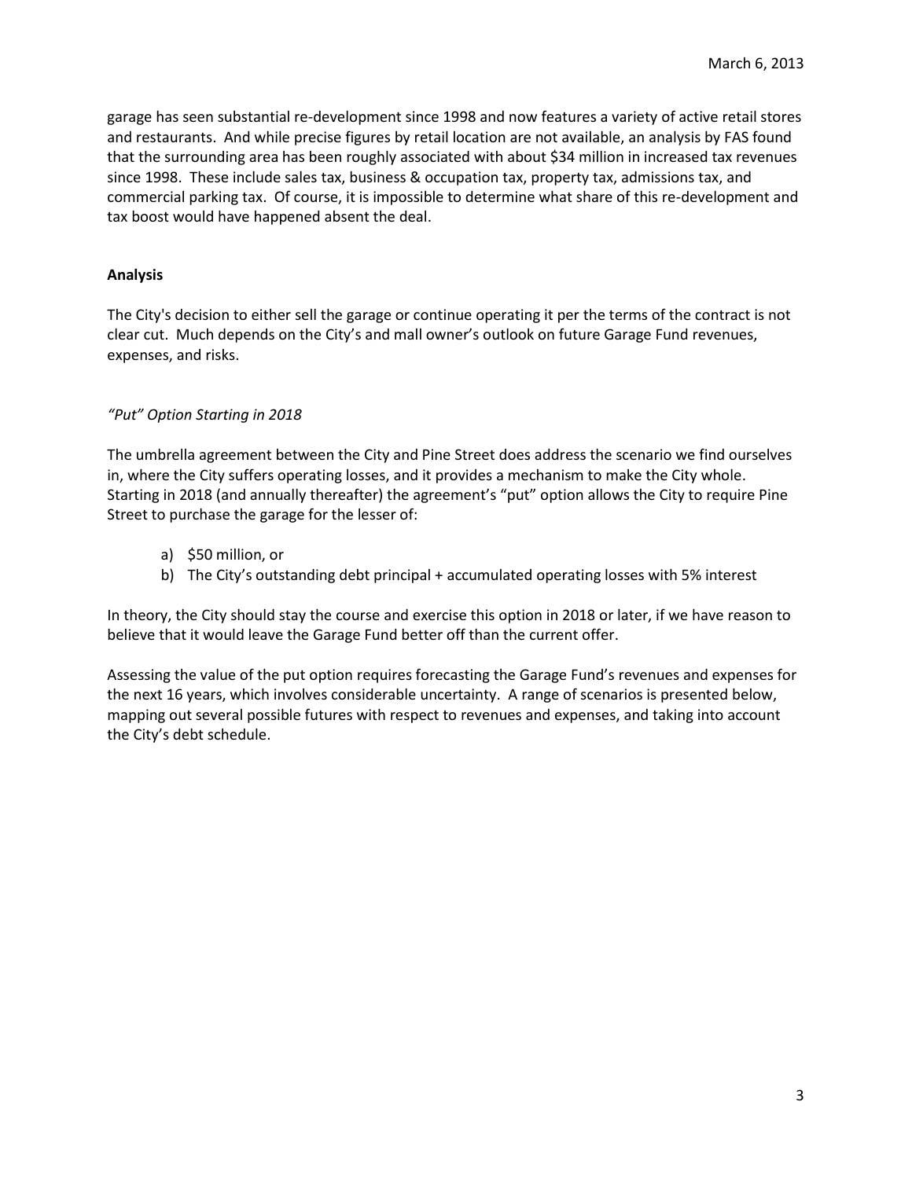garage has seen substantial re-development since 1998 and now features a variety of active retail stores and restaurants. And while precise figures by retail location are not available, an analysis by FAS found that the surrounding area has been roughly associated with about $34 million in increased tax revenues since 1998. These include sales tax, business & occupation tax, property tax, admissions tax, and commercial parking tax. Of course, it is impossible to determine what share of this re-development and tax boost would have happened absent the deal.

**Analysis**

The City's decision to either sell the garage or continue operating it per the terms of the contract is not clear cut. Much depends on the City's and mall owner's outlook on future Garage Fund revenues, expenses, and risks.

*"Put" Option Starting in 2018*

The umbrella agreement between the City and Pine Street does address the scenario we find ourselves in, where the City suffers operating losses, and it provides a mechanism to make the City whole. Starting in 2018 (and annually thereafter) the agreement's "put" option allows the City to require Pine Street to purchase the garage for the lesser of:

a) $50 million, or
b) The City's outstanding debt principal + accumulated operating losses with 5% interest

In theory, the City should stay the course and exercise this option in 2018 or later, if we have reason to believe that it would leave the Garage Fund better off than the current offer.

Assessing the value of the put option requires forecasting the Garage Fund's revenues and expenses for the next 16 years, which involves considerable uncertainty. A range of scenarios is presented below, mapping out several possible futures with respect to revenues and expenses, and taking into account the City's debt schedule.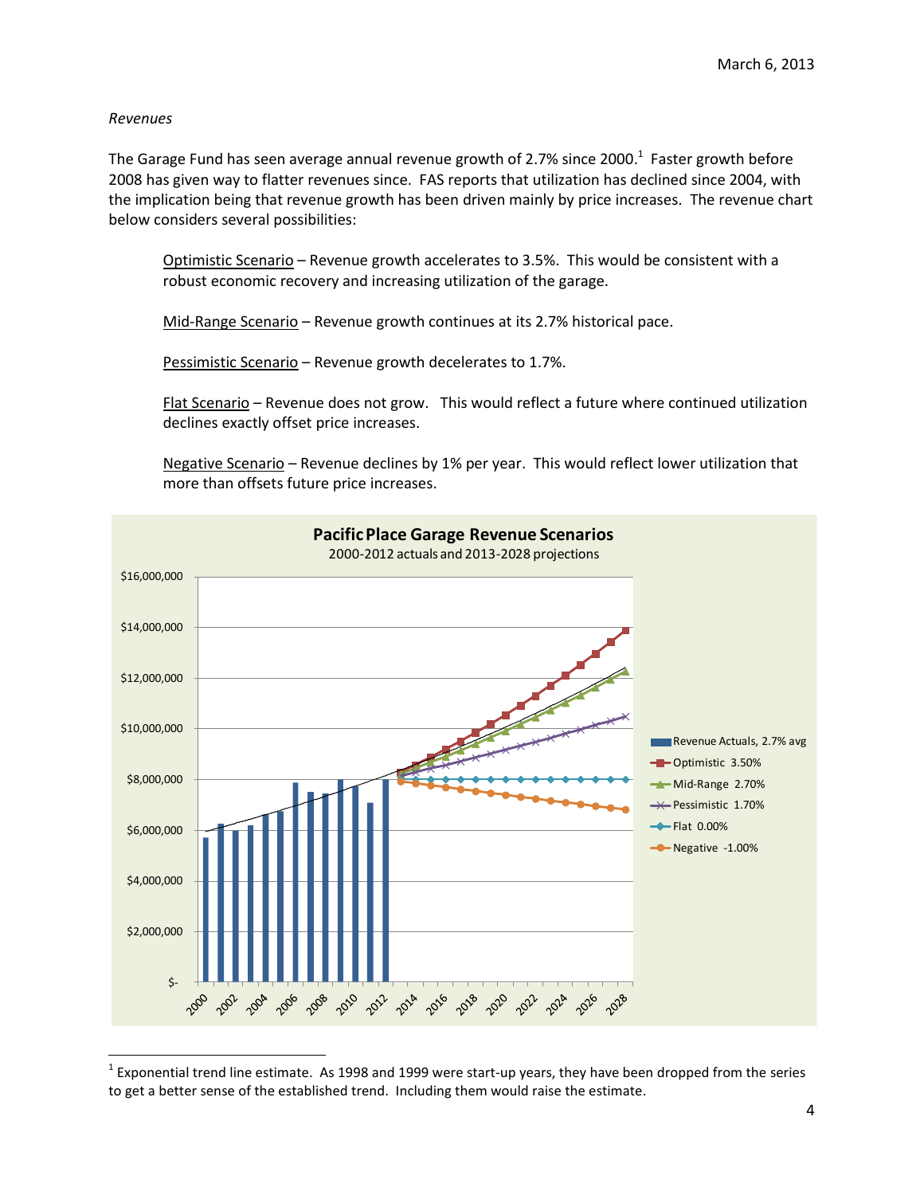*Revenues*

The Garage Fund has seen average annual revenue growth of 2.7% since 2000.[1] Faster growth before 2008 has given way to flatter revenues since. FAS reports that utilization has declined since 2004, with the implication being that revenue growth has been driven mainly by price increases. The revenue chart below considers several possibilities:

> Optimistic Scenario – Revenue growth accelerates to 3.5%. This would be consistent with a robust economic recovery and increasing utilization of the garage.
>
> Mid-Range Scenario – Revenue growth continues at its 2.7% historical pace.
>
> Pessimistic Scenario – Revenue growth decelerates to 1.7%.
>
> Flat Scenario – Revenue does not grow. This would reflect a future where continued utilization declines exactly offset price increases.
>
> Negative Scenario – Revenue declines by 1% per year. This would reflect lower utilization that more than offsets future price increases.

**Pacific Place Garage Revenue Scenarios**

2000-2012 actuals and 2013-2028 projections

Legend: Revenue Actuals, 2.7% avg; Optimistic 3.50%; Mid-Range 2.70%; Pessimistic 1.70%; Flat 0.00%; Negative -1.00%

---

[1] Exponential trend line estimate. As 1998 and 1999 were start-up years, they have been dropped from the series to get a better sense of the established trend. Including them would raise the estimate.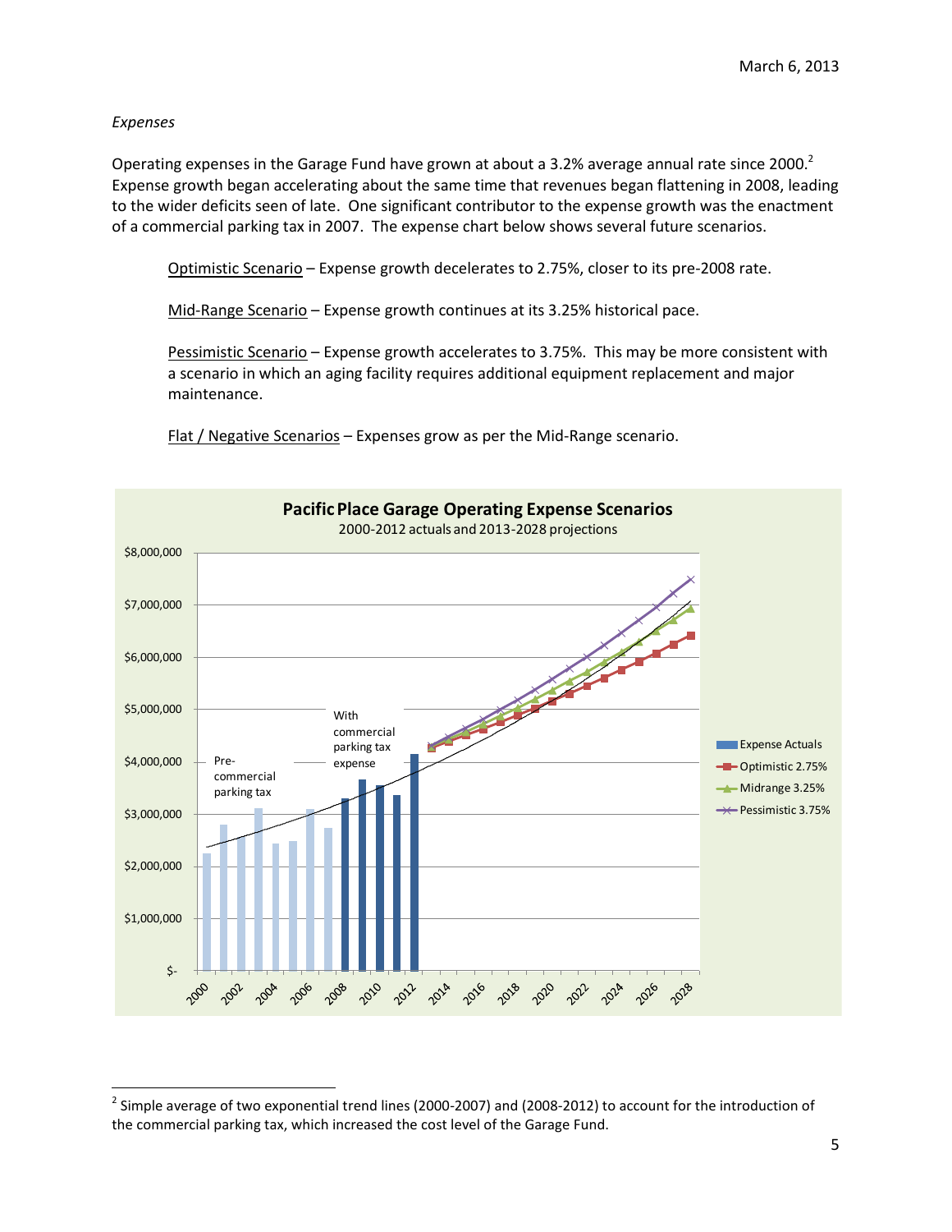*Expenses*

Operating expenses in the Garage Fund have grown at about a 3.2% average annual rate since 2000.[2] Expense growth began accelerating about the same time that revenues began flattening in 2008, leading to the wider deficits seen of late. One significant contributor to the expense growth was the enactment of a commercial parking tax in 2007. The expense chart below shows several future scenarios.

> Optimistic Scenario – Expense growth decelerates to 2.75%, closer to its pre-2008 rate.
>
> Mid-Range Scenario – Expense growth continues at its 3.25% historical pace.
>
> Pessimistic Scenario – Expense growth accelerates to 3.75%. This may be more consistent with a scenario in which an aging facility requires additional equipment replacement and major maintenance.
>
> Flat / Negative Scenarios – Expenses grow as per the Mid-Range scenario.

**Pacific Place Garage Operating Expense Scenarios**
2000-2012 actuals and 2013-2028 projections

Chart legend: Expense Actuals; Optimistic 2.75%; Midrange 3.25%; Pessimistic 3.75%. Annotations: "Pre-commercial parking tax"; "With commercial parking tax expense".

---

[2] Simple average of two exponential trend lines (2000-2007) and (2008-2012) to account for the introduction of the commercial parking tax, which increased the cost level of the Garage Fund.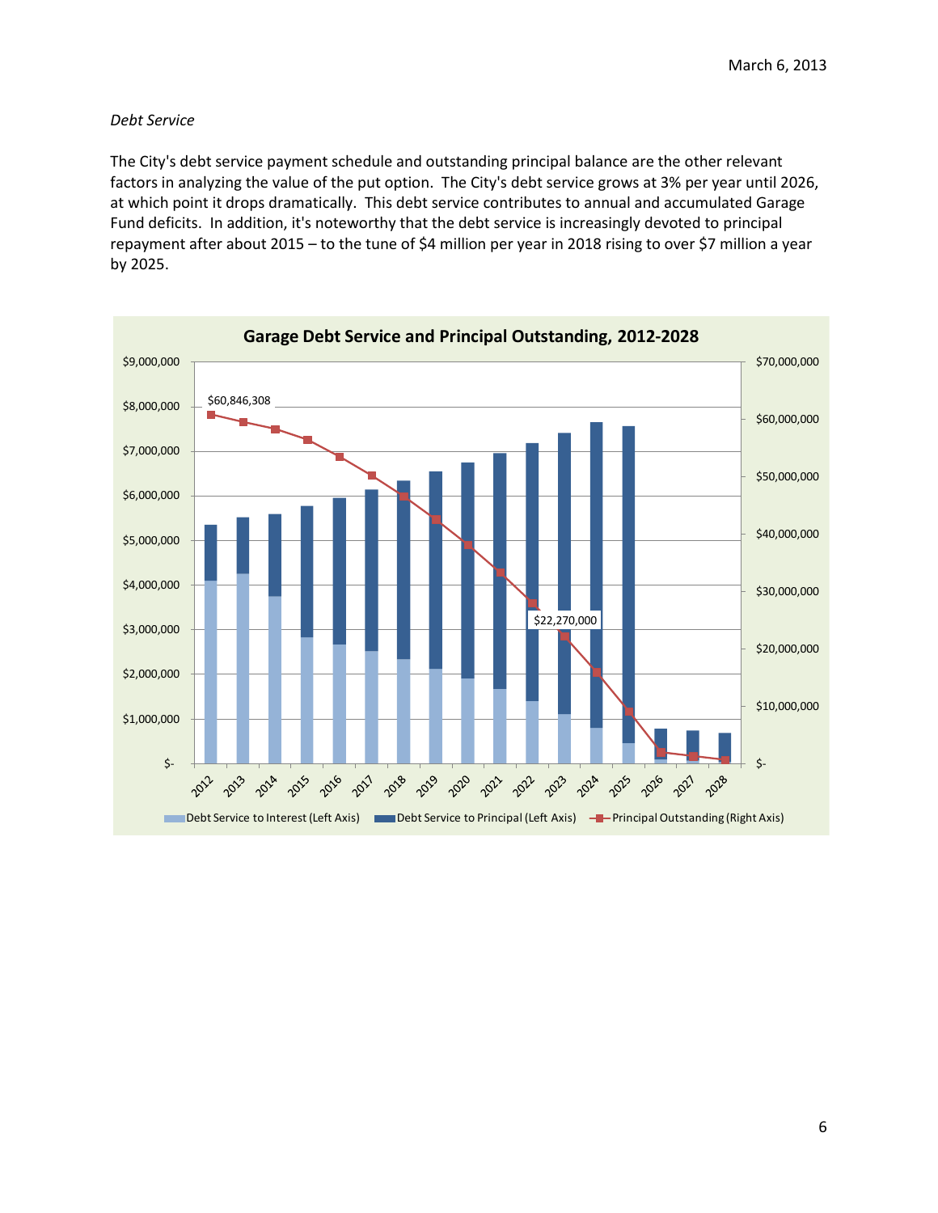*Debt Service*

The City's debt service payment schedule and outstanding principal balance are the other relevant factors in analyzing the value of the put option. The City's debt service grows at 3% per year until 2026, at which point it drops dramatically. This debt service contributes to annual and accumulated Garage Fund deficits. In addition, it's noteworthy that the debt service is increasingly devoted to principal repayment after about 2015 – to the tune of $4 million per year in 2018 rising to over $7 million a year by 2025.

**Garage Debt Service and Principal Outstanding, 2012-2028**

$60,846,308

$22,270,000

Debt Service to Interest (Left Axis) | Debt Service to Principal (Left Axis) | Principal Outstanding (Right Axis)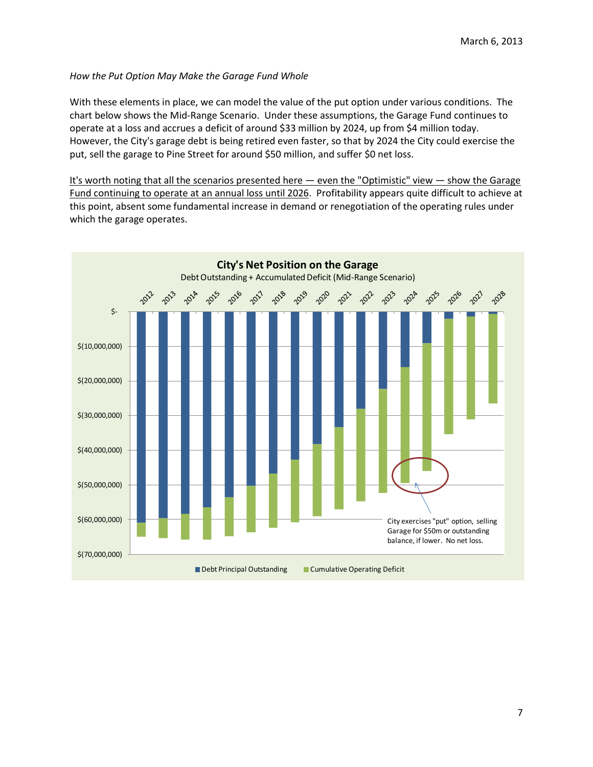*How the Put Option May Make the Garage Fund Whole*

With these elements in place, we can model the value of the put option under various conditions. The chart below shows the Mid-Range Scenario. Under these assumptions, the Garage Fund continues to operate at a loss and accrues a deficit of around $33 million by 2024, up from $4 million today. However, the City's garage debt is being retired even faster, so that by 2024 the City could exercise the put, sell the garage to Pine Street for around $50 million, and suffer $0 net loss.

<u>It's worth noting that all the scenarios presented here — even the "Optimistic" view — show the Garage Fund continuing to operate at an annual loss until 2026</u>. Profitability appears quite difficult to achieve at this point, absent some fundamental increase in demand or renegotiation of the operating rules under which the garage operates.

**City's Net Position on the Garage**

Debt Outstanding + Accumulated Deficit (Mid-Range Scenario)

City exercises "put" option, selling Garage for $50m or outstanding balance, if lower. No net loss.

Debt Principal Outstanding · Cumulative Operating Deficit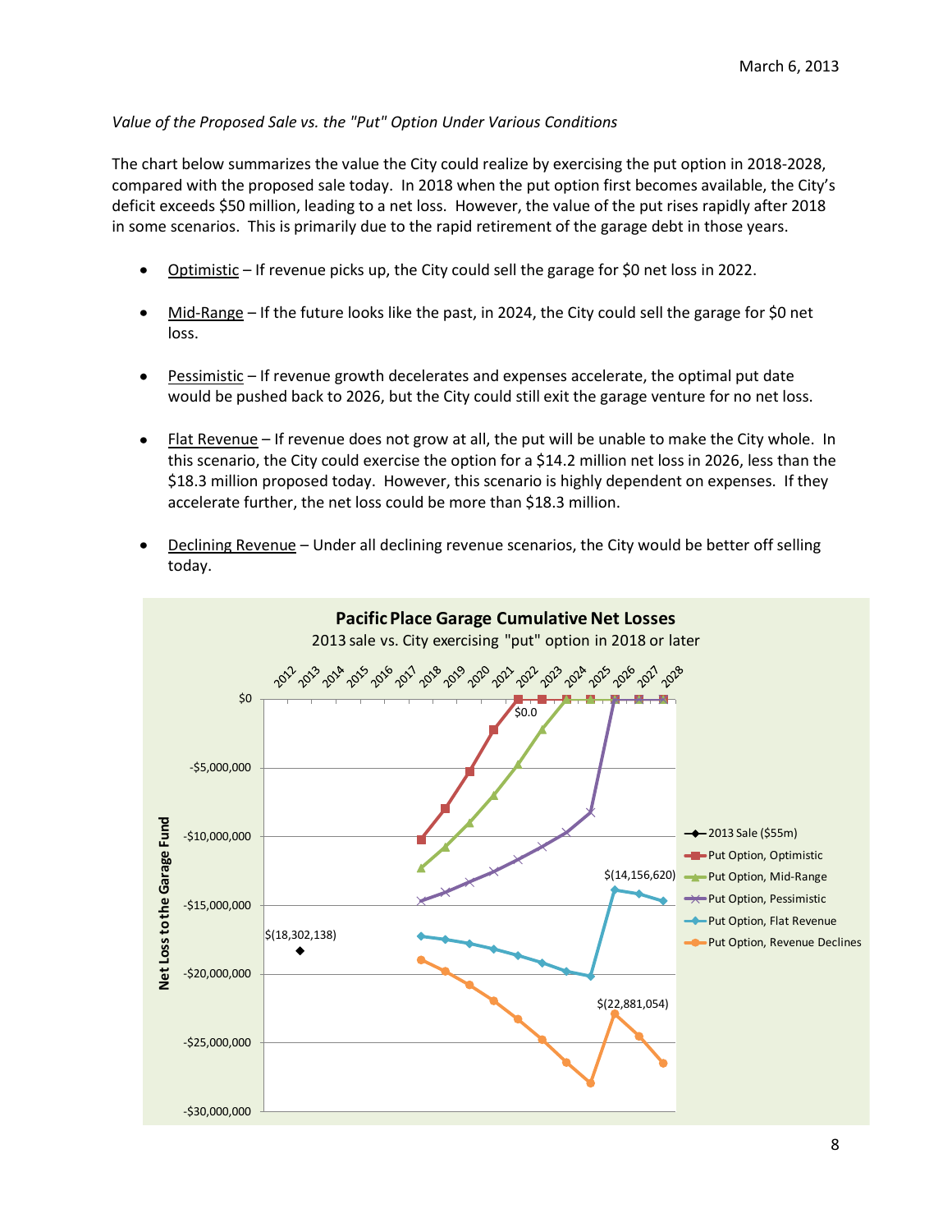*Value of the Proposed Sale vs. the "Put" Option Under Various Conditions*

The chart below summarizes the value the City could realize by exercising the put option in 2018-2028, compared with the proposed sale today. In 2018 when the put option first becomes available, the City's deficit exceeds $50 million, leading to a net loss. However, the value of the put rises rapidly after 2018 in some scenarios. This is primarily due to the rapid retirement of the garage debt in those years.

- Optimistic – If revenue picks up, the City could sell the garage for $0 net loss in 2022.
- Mid-Range – If the future looks like the past, in 2024, the City could sell the garage for $0 net loss.
- Pessimistic – If revenue growth decelerates and expenses accelerate, the optimal put date would be pushed back to 2026, but the City could still exit the garage venture for no net loss.
- Flat Revenue – If revenue does not grow at all, the put will be unable to make the City whole. In this scenario, the City could exercise the option for a $14.2 million net loss in 2026, less than the $18.3 million proposed today. However, this scenario is highly dependent on expenses. If they accelerate further, the net loss could be more than $18.3 million.
- Declining Revenue – Under all declining revenue scenarios, the City would be better off selling today.

**Pacific Place Garage Cumulative Net Losses**

2013 sale vs. City exercising "put" option in 2018 or later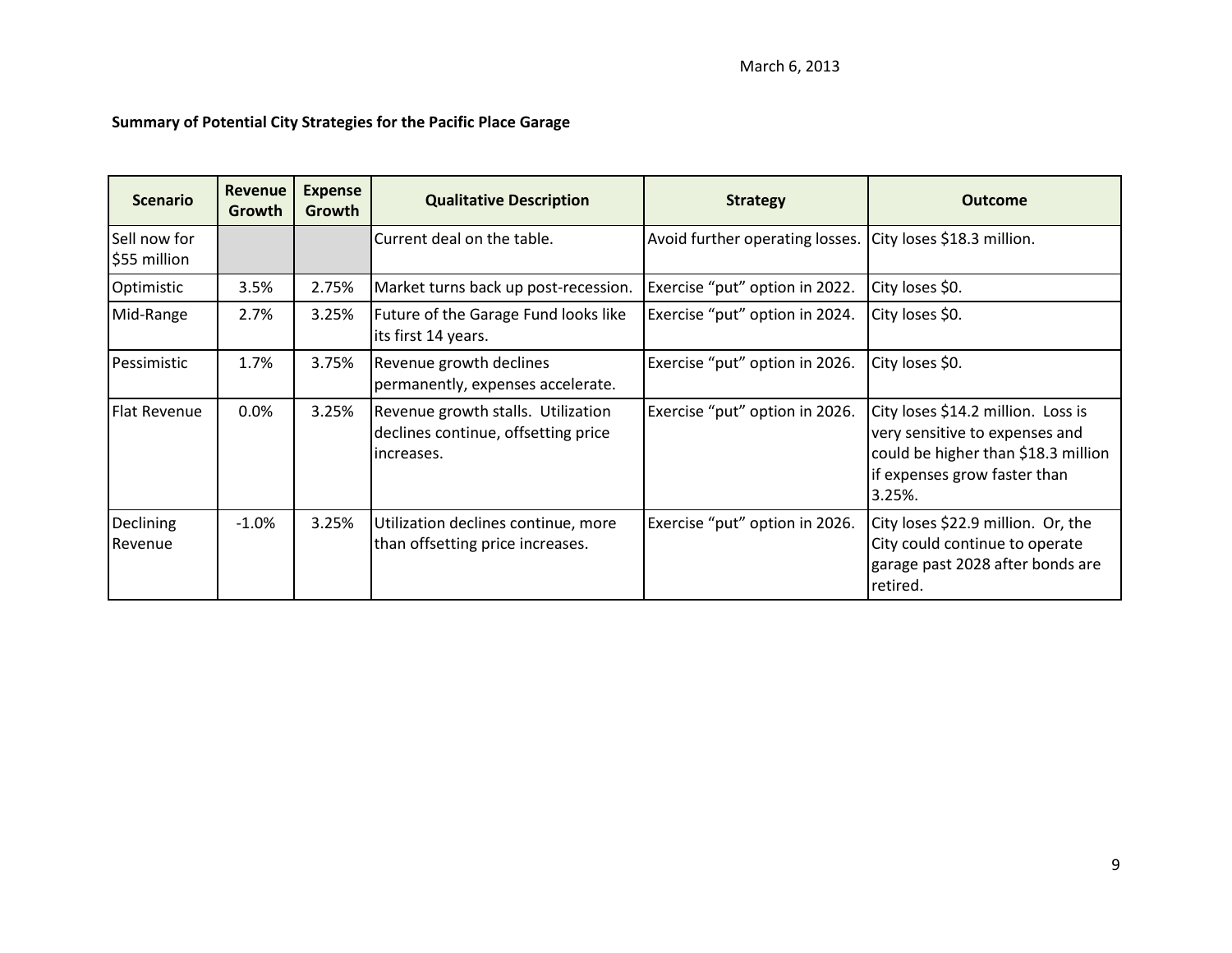March 6, 2013

**Summary of Potential City Strategies for the Pacific Place Garage**

| Scenario | Revenue Growth | Expense Growth | Qualitative Description | Strategy | Outcome |
|---|---|---|---|---|---|
| Sell now for $55 million | | | Current deal on the table. | Avoid further operating losses. | City loses $18.3 million. |
| Optimistic | 3.5% | 2.75% | Market turns back up post-recession. | Exercise "put" option in 2022. | City loses $0. |
| Mid-Range | 2.7% | 3.25% | Future of the Garage Fund looks like its first 14 years. | Exercise "put" option in 2024. | City loses $0. |
| Pessimistic | 1.7% | 3.75% | Revenue growth declines permanently, expenses accelerate. | Exercise "put" option in 2026. | City loses $0. |
| Flat Revenue | 0.0% | 3.25% | Revenue growth stalls. Utilization declines continue, offsetting price increases. | Exercise "put" option in 2026. | City loses $14.2 million. Loss is very sensitive to expenses and could be higher than $18.3 million if expenses grow faster than 3.25%. |
| Declining Revenue | -1.0% | 3.25% | Utilization declines continue, more than offsetting price increases. | Exercise "put" option in 2026. | City loses $22.9 million. Or, the City could continue to operate garage past 2028 after bonds are retired. |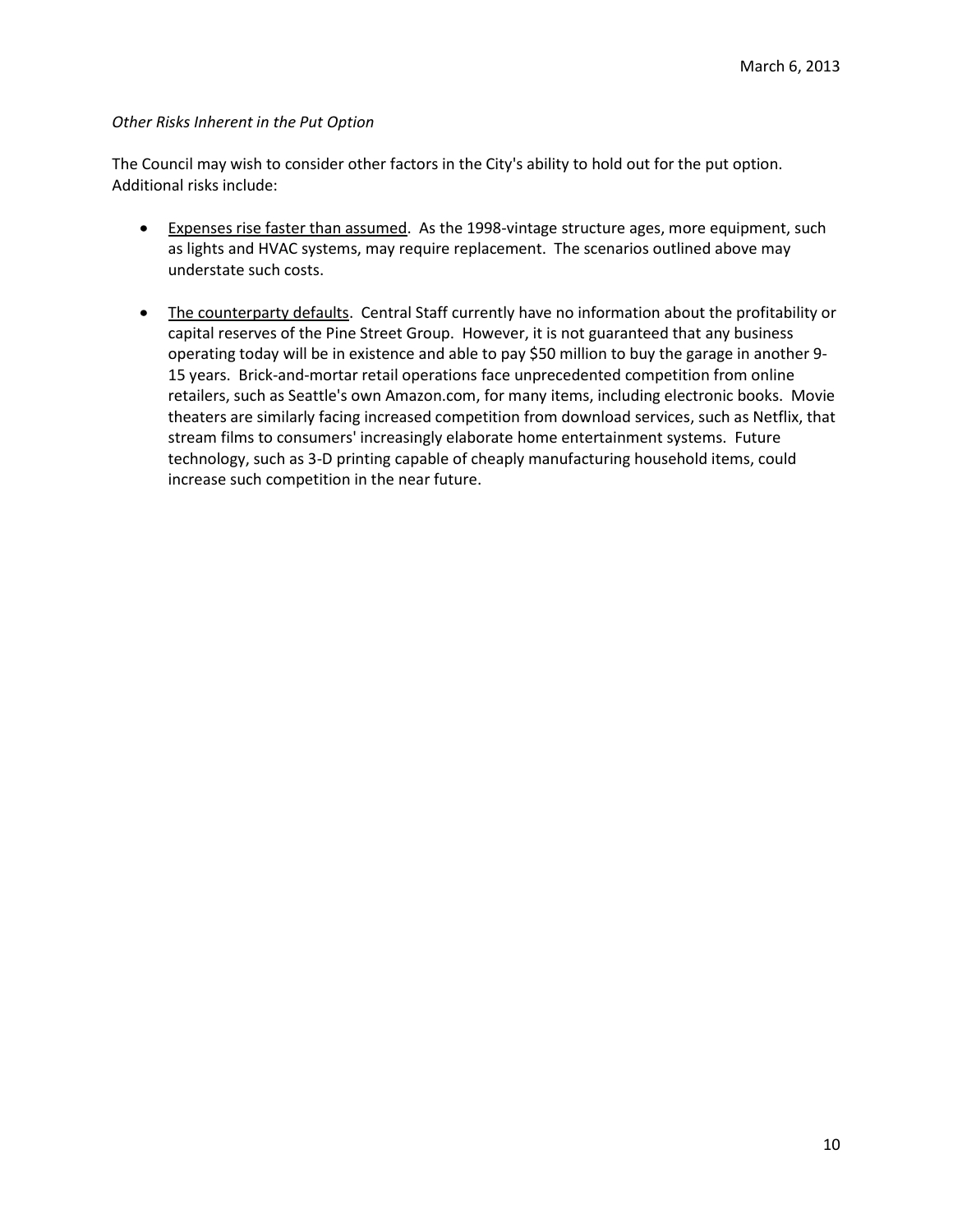*Other Risks Inherent in the Put Option*

The Council may wish to consider other factors in the City's ability to hold out for the put option. Additional risks include:

- <u>Expenses rise faster than assumed</u>. As the 1998-vintage structure ages, more equipment, such as lights and HVAC systems, may require replacement. The scenarios outlined above may understate such costs.

- <u>The counterparty defaults</u>. Central Staff currently have no information about the profitability or capital reserves of the Pine Street Group. However, it is not guaranteed that any business operating today will be in existence and able to pay $50 million to buy the garage in another 9-15 years. Brick-and-mortar retail operations face unprecedented competition from online retailers, such as Seattle's own Amazon.com, for many items, including electronic books. Movie theaters are similarly facing increased competition from download services, such as Netflix, that stream films to consumers' increasingly elaborate home entertainment systems. Future technology, such as 3-D printing capable of cheaply manufacturing household items, could increase such competition in the near future.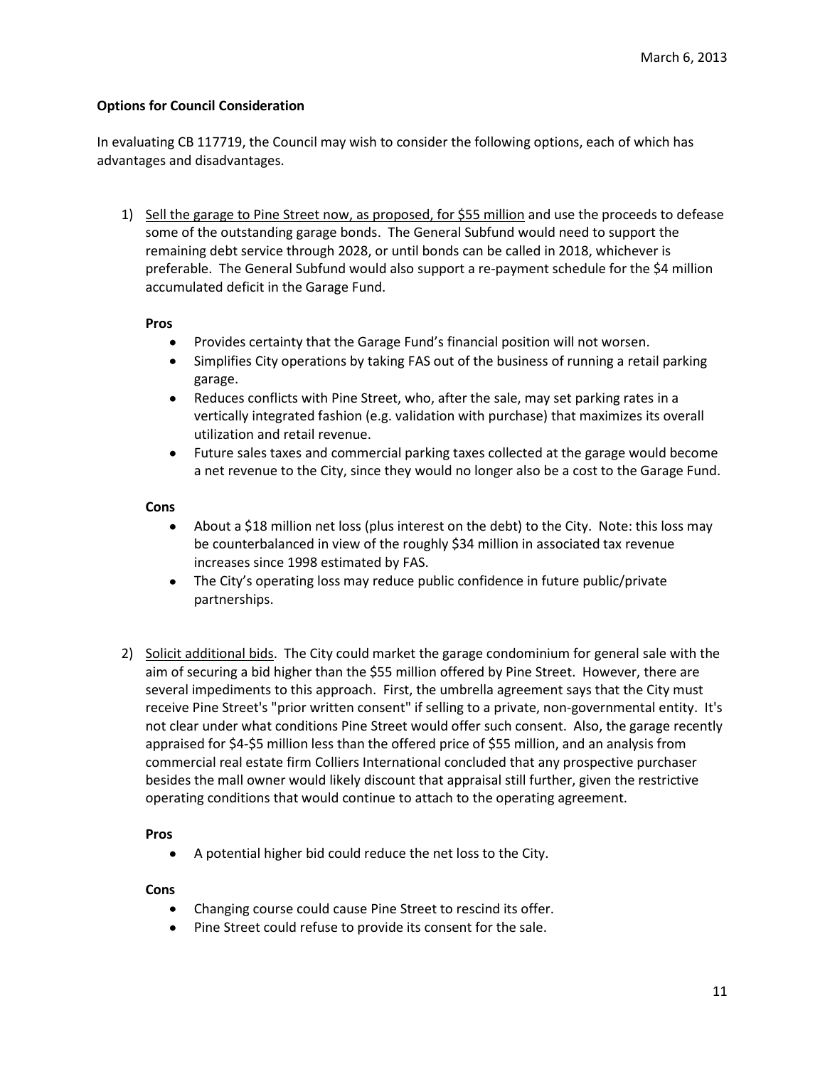March 6, 2013

**Options for Council Consideration**

In evaluating CB 117719, the Council may wish to consider the following options, each of which has advantages and disadvantages.

1) <u>Sell the garage to Pine Street now, as proposed, for $55 million</u> and use the proceeds to defease some of the outstanding garage bonds. The General Subfund would need to support the remaining debt service through 2028, or until bonds can be called in 2018, whichever is preferable. The General Subfund would also support a re-payment schedule for the $4 million accumulated deficit in the Garage Fund.

   **Pros**

   - Provides certainty that the Garage Fund's financial position will not worsen.
   - Simplifies City operations by taking FAS out of the business of running a retail parking garage.
   - Reduces conflicts with Pine Street, who, after the sale, may set parking rates in a vertically integrated fashion (e.g. validation with purchase) that maximizes its overall utilization and retail revenue.
   - Future sales taxes and commercial parking taxes collected at the garage would become a net revenue to the City, since they would no longer also be a cost to the Garage Fund.

   **Cons**

   - About a $18 million net loss (plus interest on the debt) to the City. Note: this loss may be counterbalanced in view of the roughly $34 million in associated tax revenue increases since 1998 estimated by FAS.
   - The City's operating loss may reduce public confidence in future public/private partnerships.

2) <u>Solicit additional bids</u>. The City could market the garage condominium for general sale with the aim of securing a bid higher than the $55 million offered by Pine Street. However, there are several impediments to this approach. First, the umbrella agreement says that the City must receive Pine Street's "prior written consent" if selling to a private, non-governmental entity. It's not clear under what conditions Pine Street would offer such consent. Also, the garage recently appraised for $4-$5 million less than the offered price of $55 million, and an analysis from commercial real estate firm Colliers International concluded that any prospective purchaser besides the mall owner would likely discount that appraisal still further, given the restrictive operating conditions that would continue to attach to the operating agreement.

   **Pros**

   - A potential higher bid could reduce the net loss to the City.

   **Cons**

   - Changing course could cause Pine Street to rescind its offer.
   - Pine Street could refuse to provide its consent for the sale.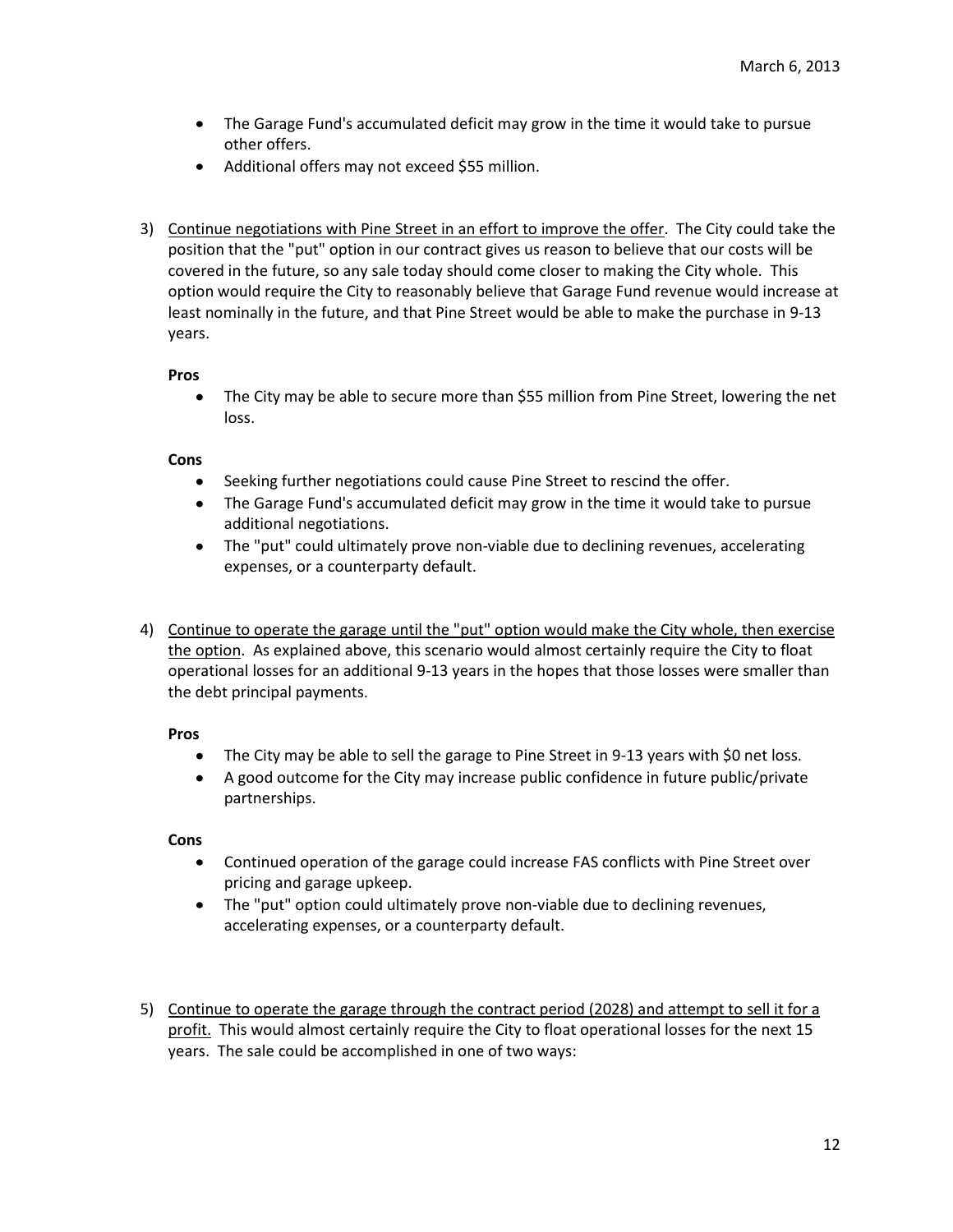- The Garage Fund's accumulated deficit may grow in the time it would take to pursue other offers.
- Additional offers may not exceed $55 million.

3) Continue negotiations with Pine Street in an effort to improve the offer. The City could take the position that the "put" option in our contract gives us reason to believe that our costs will be covered in the future, so any sale today should come closer to making the City whole. This option would require the City to reasonably believe that Garage Fund revenue would increase at least nominally in the future, and that Pine Street would be able to make the purchase in 9-13 years.

   **Pros**

   - The City may be able to secure more than $55 million from Pine Street, lowering the net loss.

   **Cons**

   - Seeking further negotiations could cause Pine Street to rescind the offer.
   - The Garage Fund's accumulated deficit may grow in the time it would take to pursue additional negotiations.
   - The "put" could ultimately prove non-viable due to declining revenues, accelerating expenses, or a counterparty default.

4) Continue to operate the garage until the "put" option would make the City whole, then exercise the option. As explained above, this scenario would almost certainly require the City to float operational losses for an additional 9-13 years in the hopes that those losses were smaller than the debt principal payments.

   **Pros**

   - The City may be able to sell the garage to Pine Street in 9-13 years with $0 net loss.
   - A good outcome for the City may increase public confidence in future public/private partnerships.

   **Cons**

   - Continued operation of the garage could increase FAS conflicts with Pine Street over pricing and garage upkeep.
   - The "put" option could ultimately prove non-viable due to declining revenues, accelerating expenses, or a counterparty default.

5) Continue to operate the garage through the contract period (2028) and attempt to sell it for a profit. This would almost certainly require the City to float operational losses for the next 15 years. The sale could be accomplished in one of two ways: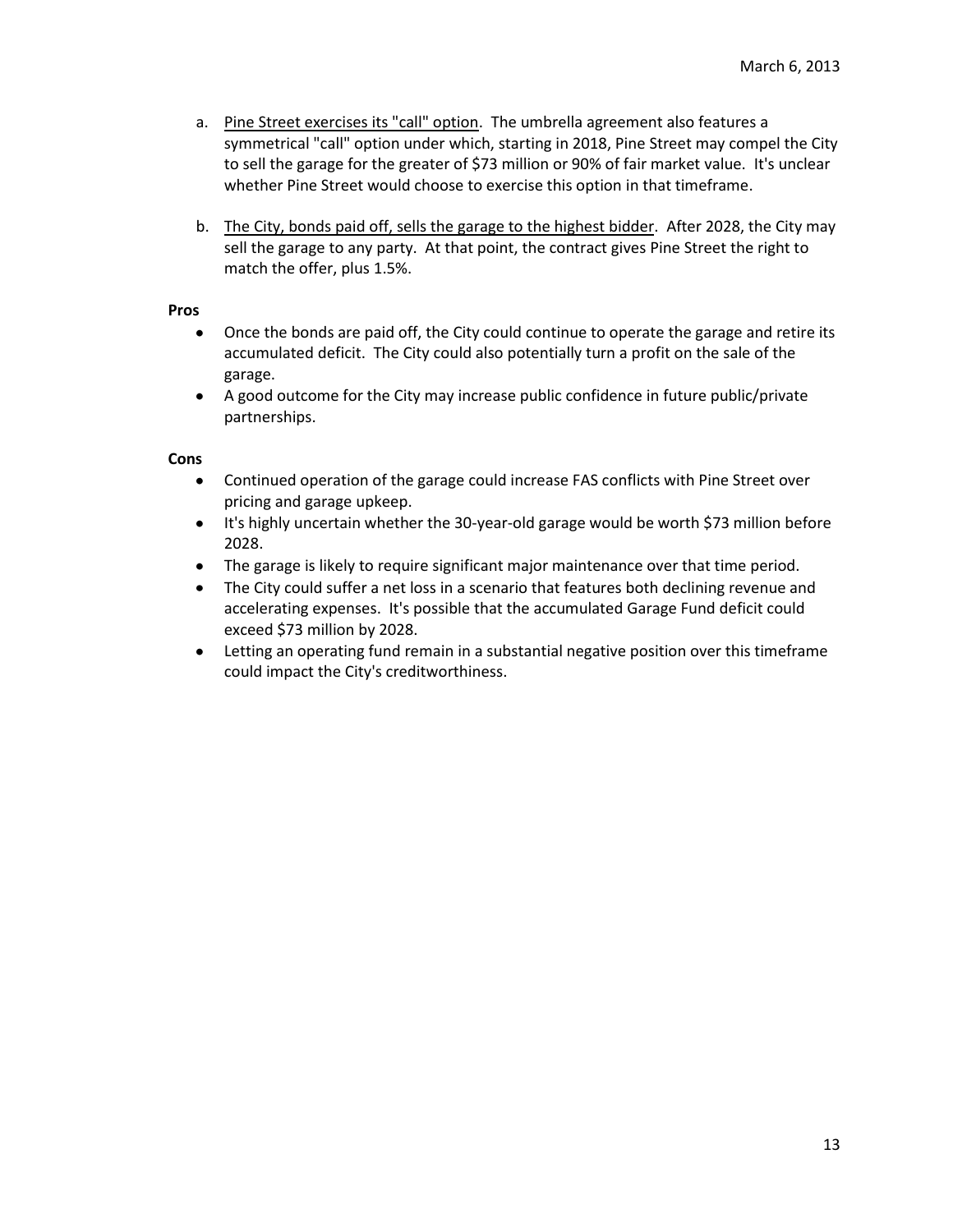a. <u>Pine Street exercises its "call" option</u>. The umbrella agreement also features a symmetrical "call" option under which, starting in 2018, Pine Street may compel the City to sell the garage for the greater of $73 million or 90% of fair market value. It's unclear whether Pine Street would choose to exercise this option in that timeframe.

b. <u>The City, bonds paid off, sells the garage to the highest bidder</u>. After 2028, the City may sell the garage to any party. At that point, the contract gives Pine Street the right to match the offer, plus 1.5%.

**Pros**

- Once the bonds are paid off, the City could continue to operate the garage and retire its accumulated deficit. The City could also potentially turn a profit on the sale of the garage.
- A good outcome for the City may increase public confidence in future public/private partnerships.

**Cons**

- Continued operation of the garage could increase FAS conflicts with Pine Street over pricing and garage upkeep.
- It's highly uncertain whether the 30-year-old garage would be worth $73 million before 2028.
- The garage is likely to require significant major maintenance over that time period.
- The City could suffer a net loss in a scenario that features both declining revenue and accelerating expenses. It's possible that the accumulated Garage Fund deficit could exceed $73 million by 2028.
- Letting an operating fund remain in a substantial negative position over this timeframe could impact the City's creditworthiness.